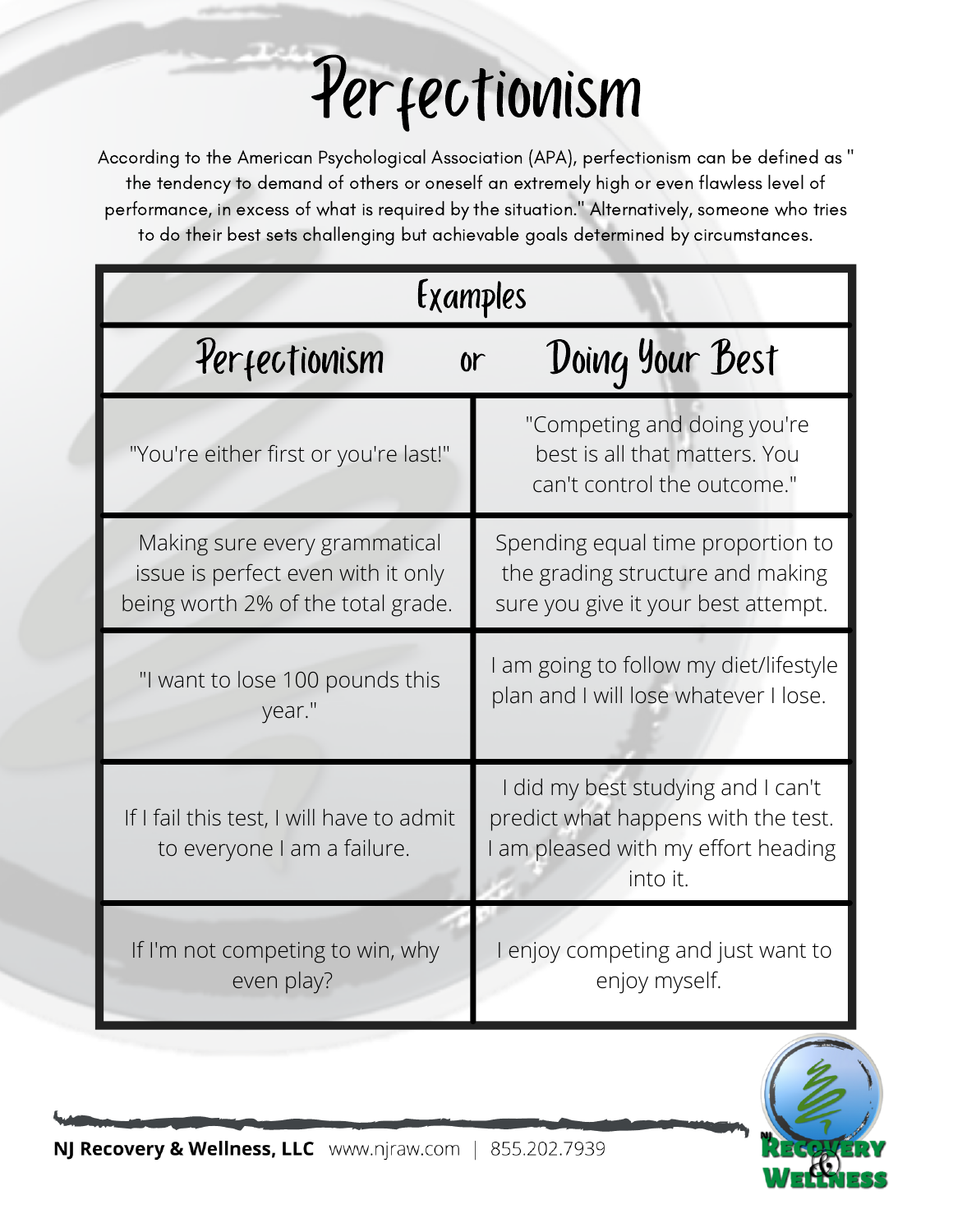# Perfectionism

According to the American Psychological Association (APA), perfectionism can be defined as " the tendency to demand of others or oneself an extremely high or even flawless level of performance, in excess of what is required by the situation." Alternatively, someone who tries to do their best sets challenging but achievable goals determined by circumstances.

| Examples | |
|---|---|
| **Perfectionism** | **Doing Your Best** |
| "You're either first or you're last!" | "Competing and doing you're best is all that matters. You can't control the outcome." |
| Making sure every grammatical issue is perfect even with it only being worth 2% of the total grade. | Spending equal time proportion to the grading structure and making sure you give it your best attempt. |
| "I want to lose 100 pounds this year." | I am going to follow my diet/lifestyle plan and I will lose whatever I lose. |
| If I fail this test, I will have to admit to everyone I am a failure. | I did my best studying and I can't predict what happens with the test. I am pleased with my effort heading into it. |
| If I'm not competing to win, why even play? | I enjoy competing and just want to enjoy myself. |

**NJ Recovery & Wellness, LLC** www.njraw.com | 855.202.7939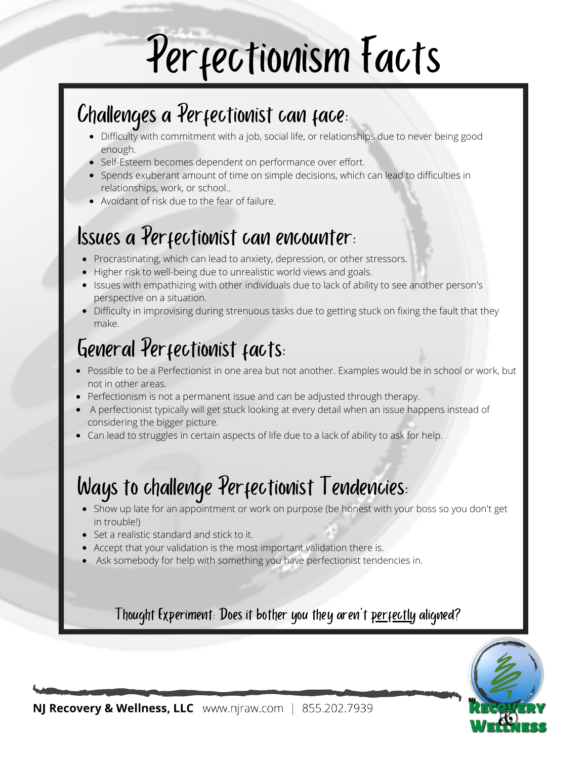# Perfectionism Facts

## Challenges a Perfectionist can face:

- Difficulty with commitment with a job, social life, or relationships due to never being good enough.
- Self-Esteem becomes dependent on performance over effort.
- Spends exuberant amount of time on simple decisions, which can lead to difficulties in relationships, work, or school..
- Avoidant of risk due to the fear of failure.

## Issues a Perfectionist can encounter:

- Procrastinating, which can lead to anxiety, depression, or other stressors.
- Higher risk to well-being due to unrealistic world views and goals.
- Issues with empathizing with other individuals due to lack of ability to see another person's perspective on a situation.
- Difficulty in improvising during strenuous tasks due to getting stuck on fixing the fault that they make.

## General Perfectionist facts:

- Possible to be a Perfectionist in one area but not another. Examples would be in school or work, but not in other areas.
- Perfectionism is not a permanent issue and can be adjusted through therapy.
- A perfectionist typically will get stuck looking at every detail when an issue happens instead of considering the bigger picture.
- Can lead to struggles in certain aspects of life due to a lack of ability to ask for help.

## Ways to challenge Perfectionist Tendencies:

- Show up late for an appointment or work on purpose (be honest with your boss so you don't get in trouble!)
- Set a realistic standard and stick to it.
- Accept that your validation is the most important validation there is.
- Ask somebody for help with something you have perfectionist tendencies in.

Thought Experiment: Does it bother you they aren't perfectly aligned?

**NJ Recovery & Wellness, LLC** www.njraw.com | 855.202.7939